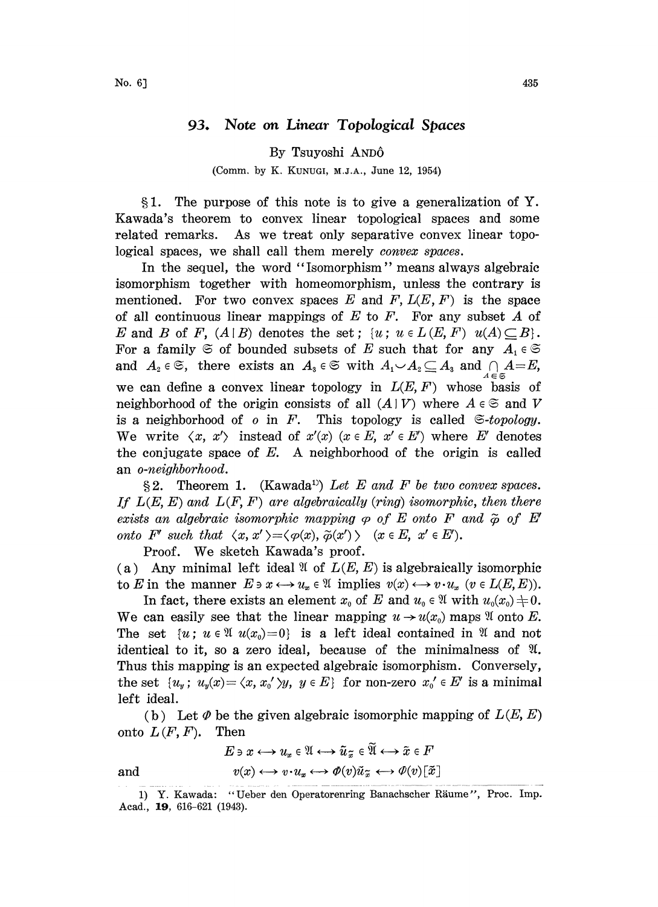# 93. Note on Linear Topological Spaces

By Tsuyoshi ANDÔ

(Comm. by K. KUNUGI, M.J.A., June 12, 1954)

§1. The purpose of this note is to give a generalization of Y. Kawada's theorem to convex linear topological spaces and some related remarks. As we treat only separative convex linear topological spaces, we shall call them merely *convex spaces*.

In the sequel, the word "Isomorphism" means always algebraic isomorphism together with homeomorphism, unless the contrary is mentioned. For two convex spaces $E$ and $F$, $L(E, F)$ is the space of all continuous linear mappings of $E$ to $F$. For any subset $A$ of $E$ and $B$ of $F$, $(A \mid B)$ denotes the set; $\{u;\ u \in L(E, F)\ u(A) \subseteq B\}$. For a family $\mathfrak{S}$ of bounded subsets of $E$ such that for any $A_1 \in \mathfrak{S}$ and $A_2 \in \mathfrak{S}$, there exists an $A_3 \in \mathfrak{S}$ with $A_1 \cup A_2 \subseteq A_3$ and $\bigcap_{A \in \mathfrak{S}} A = E$, we can define a convex linear topology in $L(E, F)$ whose basis of neighborhood of the origin consists of all $(A \mid V)$ where $A \in \mathfrak{S}$ and $V$ is a neighborhood of $o$ in $F$. This topology is called $\mathfrak{S}$-*topology*. We write $\langle x, x' \rangle$ instead of $x'(x)$ $(x \in E,\ x' \in E')$ where $E'$ denotes the conjugate space of $E$. A neighborhood of the origin is called an *o-neighborhood*.

§2. Theorem 1. (Kawada[1]) *Let $E$ and $F$ be two convex spaces. If $L(E, E)$ and $L(F, F)$ are algebraically (ring) isomorphic, then there exists an algebraic isomorphic mapping $\varphi$ of $E$ onto $F$ and $\tilde{\varphi}$ of $E'$ onto $F'$ such that $\langle x, x' \rangle = \langle \varphi(x), \tilde{\varphi}(x') \rangle$ $(x \in E,\ x' \in E')$.*

Proof. We sketch Kawada's proof.

(a) Any minimal left ideal $\mathfrak{A}$ of $L(E, E)$ is algebraically isomorphic to $E$ in the manner $E \ni x \longleftrightarrow u_x \in \mathfrak{A}$ implies $v(x) \longleftrightarrow v \cdot u_x$ $(v \in L(E, E))$.

In fact, there exists an element $x_0$ of $E$ and $u_0 \in \mathfrak{A}$ with $u_0(x_0) \neq 0$. We can easily see that the linear mapping $u \rightarrow u(x_0)$ maps $\mathfrak{A}$ onto $E$. The set $\{u;\ u \in \mathfrak{A}\ u(x_0) = 0\}$ is a left ideal contained in $\mathfrak{A}$ and not identical to it, so a zero ideal, because of the minimalness of $\mathfrak{A}$. Thus this mapping is an expected algebraic isomorphism. Conversely, the set $\{u_y;\ u_y(x) = \langle x, x_0' \rangle y,\ y \in E\}$ for non-zero $x_0' \in E'$ is a minimal left ideal.

(b) Let $\Phi$ be the given algebraic isomorphic mapping of $L(E, E)$ onto $L(F, F)$. Then

$$E \ni x \longleftrightarrow u_x \in \mathfrak{A} \longleftrightarrow \tilde{u}_{\tilde{x}} \in \tilde{\mathfrak{A}} \longleftrightarrow \tilde{x} \in F$$

and

$$v(x) \longleftrightarrow v \cdot u_x \longleftrightarrow \Phi(v)\tilde{u}_{\tilde{x}} \longleftrightarrow \Phi(v)[\tilde{x}]$$

1) Y. Kawada: "Ueber den Operatorenring Banachscher Räume", Proc. Imp. Acad., **19**, 616–621 (1943).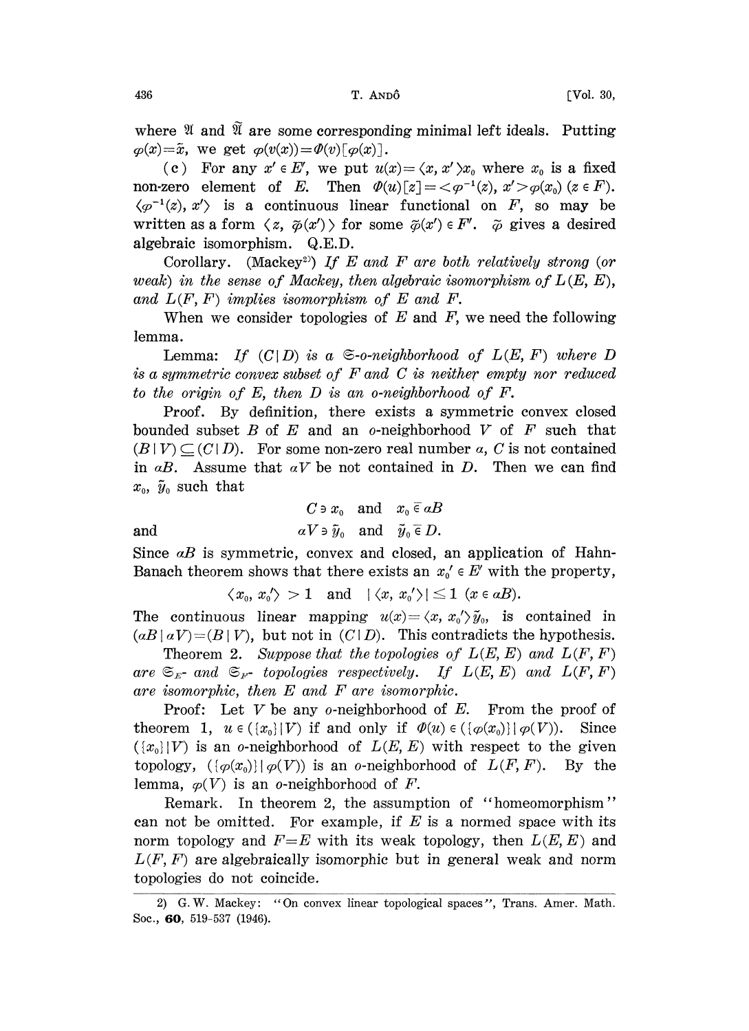where $\mathfrak{A}$ and $\tilde{\mathfrak{A}}$ are some corresponding minimal left ideals. Putting $\varphi(x)=\tilde{x}$, we get $\varphi(v(x))=\Phi(v)[\varphi(x)]$.

(c) For any $x' \in E'$, we put $u(x)=\langle x, x'\rangle x_0$ where $x_0$ is a fixed non-zero element of $E$. Then $\Phi(u)[z]=<\varphi^{-1}(z), x'>\varphi(x_0)$ $(z \in F)$. $\langle \varphi^{-1}(z), x'\rangle$ is a continuous linear functional on $F$, so may be written as a form $\langle z, \tilde{\varphi}(x')\rangle$ for some $\tilde{\varphi}(x') \in F'$. $\tilde{\varphi}$ gives a desired algebraic isomorphism. Q.E.D.

Corollary. (Mackey[2]) *If $E$ and $F$ are both relatively strong (or weak) in the sense of Mackey, then algebraic isomorphism of $L(E, E)$, and $L(F, F)$ implies isomorphism of $E$ and $F$.*

When we consider topologies of $E$ and $F$, we need the following lemma.

Lemma: *If $(C|D)$ is a $\mathfrak{S}$-o-neighborhood of $L(E, F)$ where $D$ is a symmetric convex subset of $F$ and $C$ is neither empty nor reduced to the origin of $E$, then $D$ is an o-neighborhood of $F$.*

Proof. By definition, there exists a symmetric convex closed bounded subset $B$ of $E$ and an $o$-neighborhood $V$ of $F$ such that $(B|V) \subseteq (C|D)$. For some non-zero real number $\alpha$, $C$ is not contained in $\alpha B$. Assume that $\alpha V$ be not contained in $D$. Then we can find $x_0$, $\tilde{y}_0$ such that

$$C \ni x_0 \quad \text{and} \quad x_0 \bar{\in} \alpha B$$

and

$$\alpha V \ni \tilde{y}_0 \quad \text{and} \quad \tilde{y}_0 \bar{\in} D.$$

Since $\alpha B$ is symmetric, convex and closed, an application of Hahn-Banach theorem shows that there exists an $x_0' \in E'$ with the property,

$$\langle x_0, x_0'\rangle > 1 \quad \text{and} \quad |\langle x, x_0'\rangle| \leq 1 \ (x \in \alpha B).$$

The continuous linear mapping $u(x)=\langle x, x_0'\rangle \tilde{y}_0$, is contained in $(\alpha B | \alpha V)=(B|V)$, but not in $(C|D)$. This contradicts the hypothesis.

Theorem 2. *Suppose that the topologies of $L(E, E)$ and $L(F, F)$ are $\mathfrak{S}_E$- and $\mathfrak{S}_F$- topologies respectively. If $L(E, E)$ and $L(F, F)$ are isomorphic, then $E$ and $F$ are isomorphic.*

Proof: Let $V$ be any $o$-neighborhood of $E$. From the proof of theorem 1, $u \in (\{x_0\}|V)$ if and only if $\Phi(u) \in (\{\varphi(x_0)\}|\varphi(V))$. Since $(\{x_0\}|V)$ is an $o$-neighborhood of $L(E, E)$ with respect to the given topology, $(\{\varphi(x_0)\}|\varphi(V))$ is an $o$-neighborhood of $L(F, F)$. By the lemma, $\varphi(V)$ is an $o$-neighborhood of $F$.

Remark. In theorem 2, the assumption of "homeomorphism" can not be omitted. For example, if $E$ is a normed space with its norm topology and $F=E$ with its weak topology, then $L(E, E)$ and $L(F, F)$ are algebraically isomorphic but in general weak and norm topologies do not coincide.

2) G. W. Mackey: "On convex linear topological spaces", Trans. Amer. Math. Soc., **60**, 519-537 (1946).